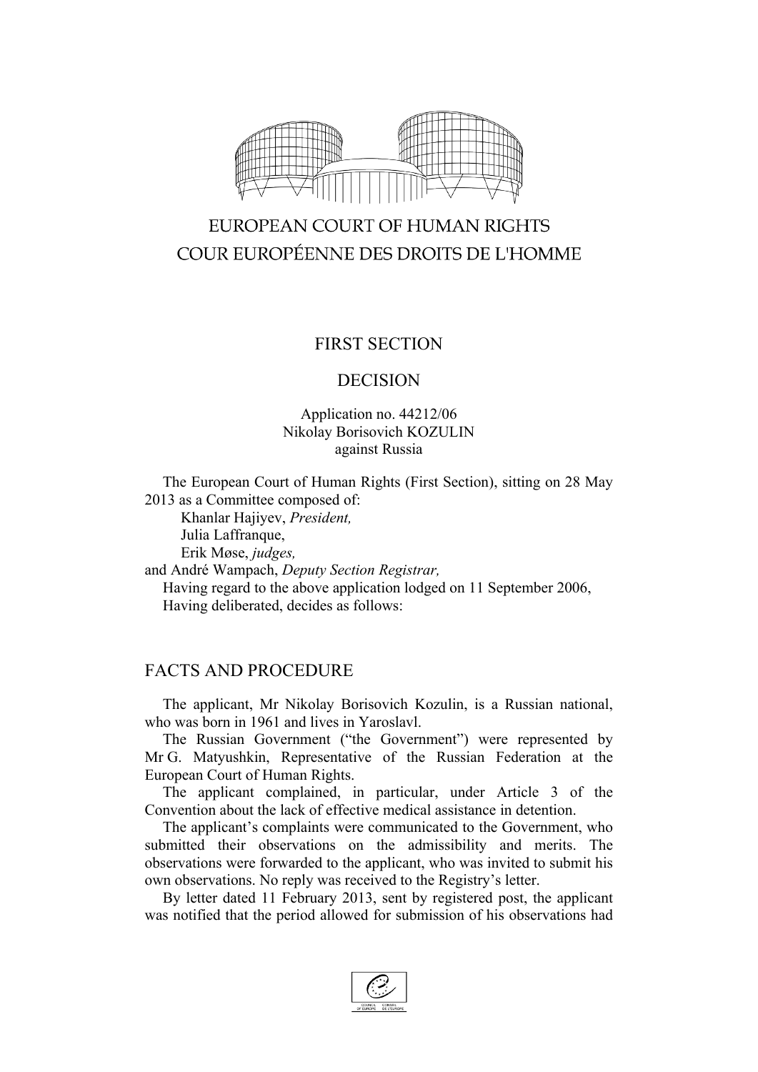EUROPEAN COURT OF HUMAN RIGHTS
COUR EUROPÉENNE DES DROITS DE L'HOMME

FIRST SECTION

DECISION

Application no. 44212/06
Nikolay Borisovich KOZULIN
against Russia

The European Court of Human Rights (First Section), sitting on 28 May 2013 as a Committee composed of:
Khanlar Hajiyev, *President,*
Julia Laffranque,
Erik Møse, *judges,*
and André Wampach, *Deputy Section Registrar,*
Having regard to the above application lodged on 11 September 2006,
Having deliberated, decides as follows:

## FACTS AND PROCEDURE

The applicant, Mr Nikolay Borisovich Kozulin, is a Russian national, who was born in 1961 and lives in Yaroslavl.

The Russian Government ("the Government") were represented by Mr G. Matyushkin, Representative of the Russian Federation at the European Court of Human Rights.

The applicant complained, in particular, under Article 3 of the Convention about the lack of effective medical assistance in detention.

The applicant's complaints were communicated to the Government, who submitted their observations on the admissibility and merits. The observations were forwarded to the applicant, who was invited to submit his own observations. No reply was received to the Registry's letter.

By letter dated 11 February 2013, sent by registered post, the applicant was notified that the period allowed for submission of his observations had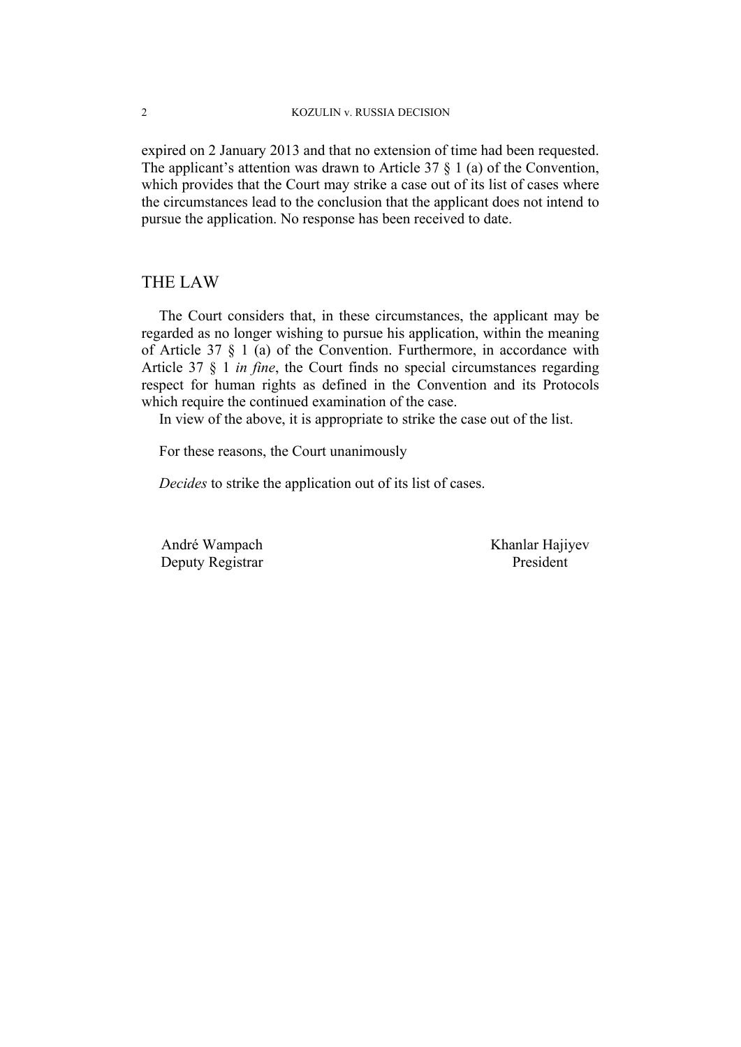expired on 2 January 2013 and that no extension of time had been requested. The applicant's attention was drawn to Article 37 § 1 (a) of the Convention, which provides that the Court may strike a case out of its list of cases where the circumstances lead to the conclusion that the applicant does not intend to pursue the application. No response has been received to date.

## THE LAW

The Court considers that, in these circumstances, the applicant may be regarded as no longer wishing to pursue his application, within the meaning of Article 37 § 1 (a) of the Convention. Furthermore, in accordance with Article 37 § 1 *in fine*, the Court finds no special circumstances regarding respect for human rights as defined in the Convention and its Protocols which require the continued examination of the case.

In view of the above, it is appropriate to strike the case out of the list.

For these reasons, the Court unanimously

*Decides* to strike the application out of its list of cases.

André Wampach
Deputy Registrar

Khanlar Hajiyev
President